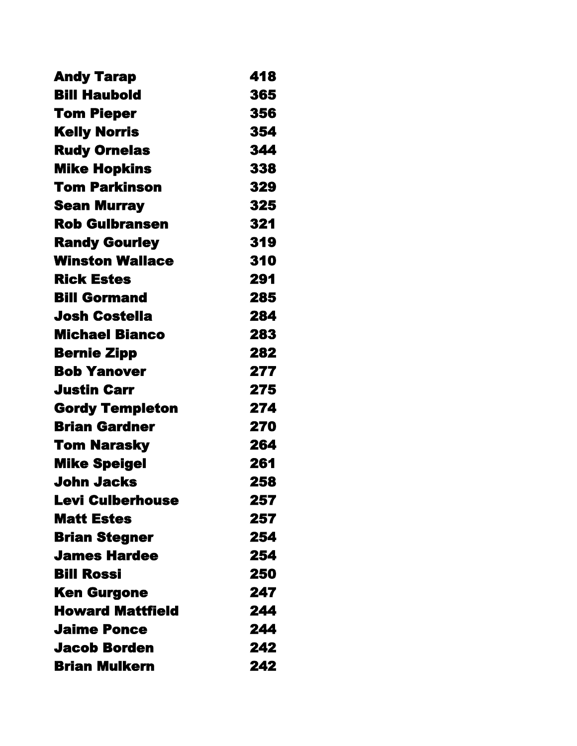| | |
|---|---|
| **Andy Tarap** | **418** |
| **Bill Haubold** | **365** |
| **Tom Pieper** | **356** |
| **Kelly Norris** | **354** |
| **Rudy Ornelas** | **344** |
| **Mike Hopkins** | **338** |
| **Tom Parkinson** | **329** |
| **Sean Murray** | **325** |
| **Rob Gulbransen** | **321** |
| **Randy Gourley** | **319** |
| **Winston Wallace** | **310** |
| **Rick Estes** | **291** |
| **Bill Gormand** | **285** |
| **Josh Costella** | **284** |
| **Michael Bianco** | **283** |
| **Bernie Zipp** | **282** |
| **Bob Yanover** | **277** |
| **Justin Carr** | **275** |
| **Gordy Templeton** | **274** |
| **Brian Gardner** | **270** |
| **Tom Narasky** | **264** |
| **Mike Speigel** | **261** |
| **John Jacks** | **258** |
| **Levi Culberhouse** | **257** |
| **Matt Estes** | **257** |
| **Brian Stegner** | **254** |
| **James Hardee** | **254** |
| **Bill Rossi** | **250** |
| **Ken Gurgone** | **247** |
| **Howard Mattfield** | **244** |
| **Jaime Ponce** | **244** |
| **Jacob Borden** | **242** |
| **Brian Mulkern** | **242** |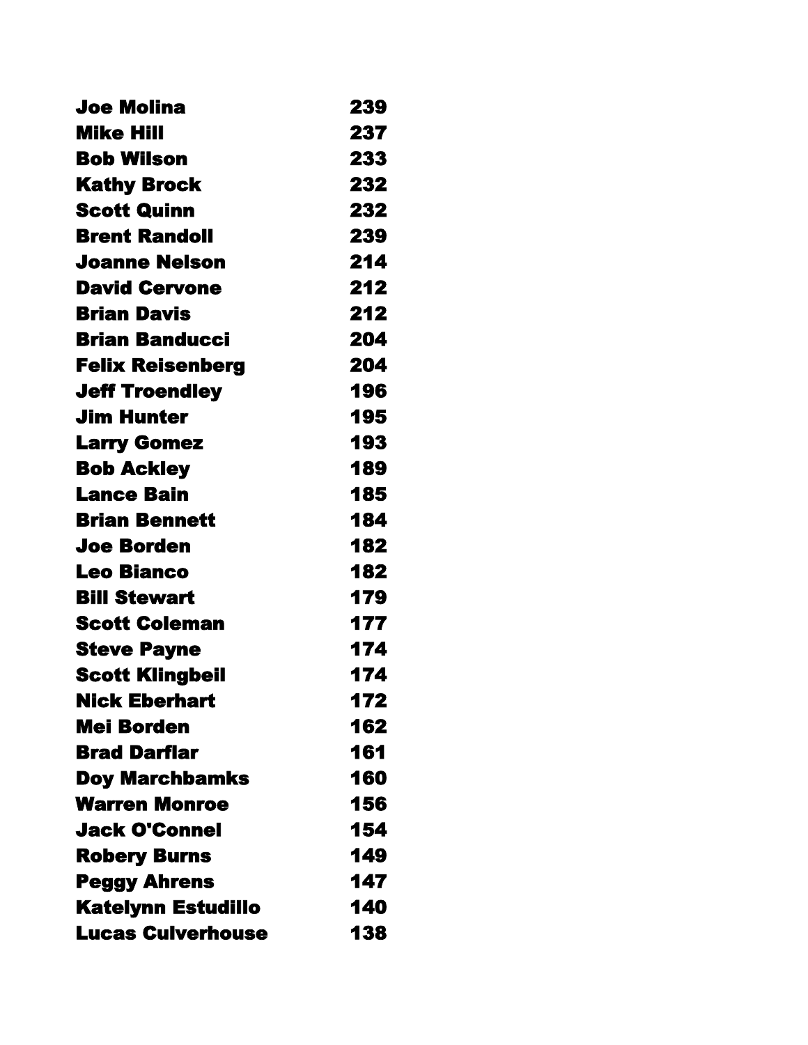| | |
|---|---|
| **Joe Molina** | **239** |
| **Mike Hill** | **237** |
| **Bob Wilson** | **233** |
| **Kathy Brock** | **232** |
| **Scott Quinn** | **232** |
| **Brent Randoll** | **239** |
| **Joanne Nelson** | **214** |
| **David Cervone** | **212** |
| **Brian Davis** | **212** |
| **Brian Banducci** | **204** |
| **Felix Reisenberg** | **204** |
| **Jeff Troendley** | **196** |
| **Jim Hunter** | **195** |
| **Larry Gomez** | **193** |
| **Bob Ackley** | **189** |
| **Lance Bain** | **185** |
| **Brian Bennett** | **184** |
| **Joe Borden** | **182** |
| **Leo Bianco** | **182** |
| **Bill Stewart** | **179** |
| **Scott Coleman** | **177** |
| **Steve Payne** | **174** |
| **Scott Klingbeil** | **174** |
| **Nick Eberhart** | **172** |
| **Mei Borden** | **162** |
| **Brad Darflar** | **161** |
| **Doy Marchbamks** | **160** |
| **Warren Monroe** | **156** |
| **Jack O'Connel** | **154** |
| **Robery Burns** | **149** |
| **Peggy Ahrens** | **147** |
| **Katelynn Estudillo** | **140** |
| **Lucas Culverhouse** | **138** |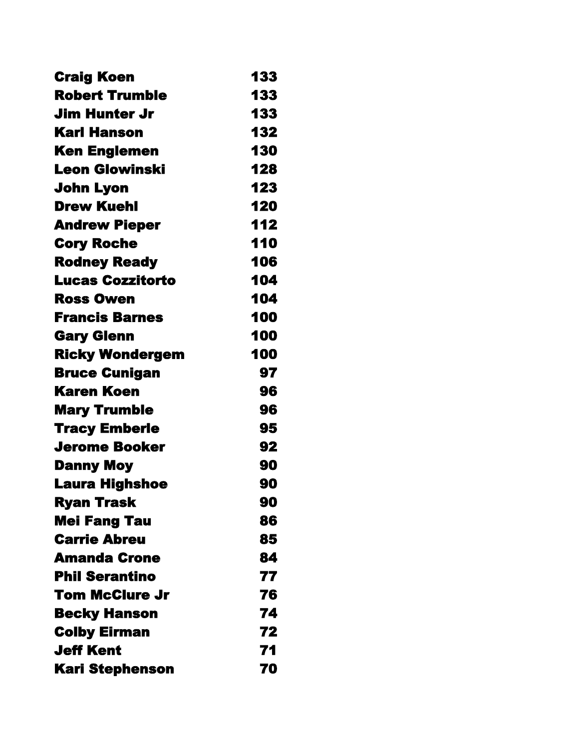| | |
|---|---|
| **Craig Koen** | **133** |
| **Robert Trumble** | **133** |
| **Jim Hunter Jr** | **133** |
| **Karl Hanson** | **132** |
| **Ken Englemen** | **130** |
| **Leon Glowinski** | **128** |
| **John Lyon** | **123** |
| **Drew Kuehl** | **120** |
| **Andrew Pieper** | **112** |
| **Cory Roche** | **110** |
| **Rodney Ready** | **106** |
| **Lucas Cozzitorto** | **104** |
| **Ross Owen** | **104** |
| **Francis Barnes** | **100** |
| **Gary Glenn** | **100** |
| **Ricky Wondergem** | **100** |
| **Bruce Cunigan** | **97** |
| **Karen Koen** | **96** |
| **Mary Trumble** | **96** |
| **Tracy Emberle** | **95** |
| **Jerome Booker** | **92** |
| **Danny Moy** | **90** |
| **Laura Highshoe** | **90** |
| **Ryan Trask** | **90** |
| **Mei Fang Tau** | **86** |
| **Carrie Abreu** | **85** |
| **Amanda Crone** | **84** |
| **Phil Serantino** | **77** |
| **Tom McClure Jr** | **76** |
| **Becky Hanson** | **74** |
| **Colby Eirman** | **72** |
| **Jeff Kent** | **71** |
| **Kari Stephenson** | **70** |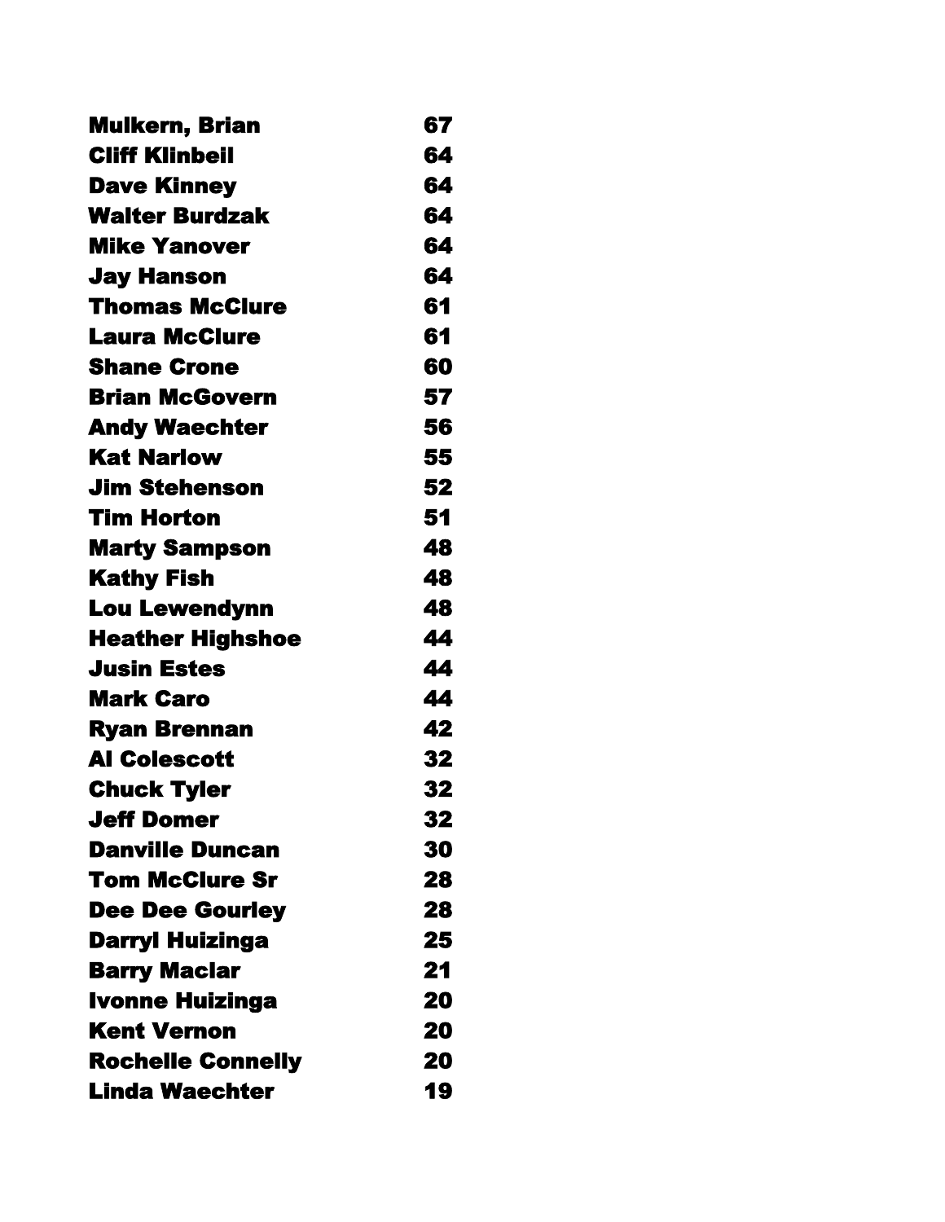| | |
|---|---|
| **Mulkern, Brian** | **67** |
| **Cliff Klinbeil** | **64** |
| **Dave Kinney** | **64** |
| **Walter Burdzak** | **64** |
| **Mike Yanover** | **64** |
| **Jay Hanson** | **64** |
| **Thomas McClure** | **61** |
| **Laura McClure** | **61** |
| **Shane Crone** | **60** |
| **Brian McGovern** | **57** |
| **Andy Waechter** | **56** |
| **Kat Narlow** | **55** |
| **Jim Stehenson** | **52** |
| **Tim Horton** | **51** |
| **Marty Sampson** | **48** |
| **Kathy Fish** | **48** |
| **Lou Lewendynn** | **48** |
| **Heather Highshoe** | **44** |
| **Jusin Estes** | **44** |
| **Mark Caro** | **44** |
| **Ryan Brennan** | **42** |
| **Al Colescott** | **32** |
| **Chuck Tyler** | **32** |
| **Jeff Domer** | **32** |
| **Danville Duncan** | **30** |
| **Tom McClure Sr** | **28** |
| **Dee Dee Gourley** | **28** |
| **Darryl Huizinga** | **25** |
| **Barry Maclar** | **21** |
| **Ivonne Huizinga** | **20** |
| **Kent Vernon** | **20** |
| **Rochelle Connelly** | **20** |
| **Linda Waechter** | **19** |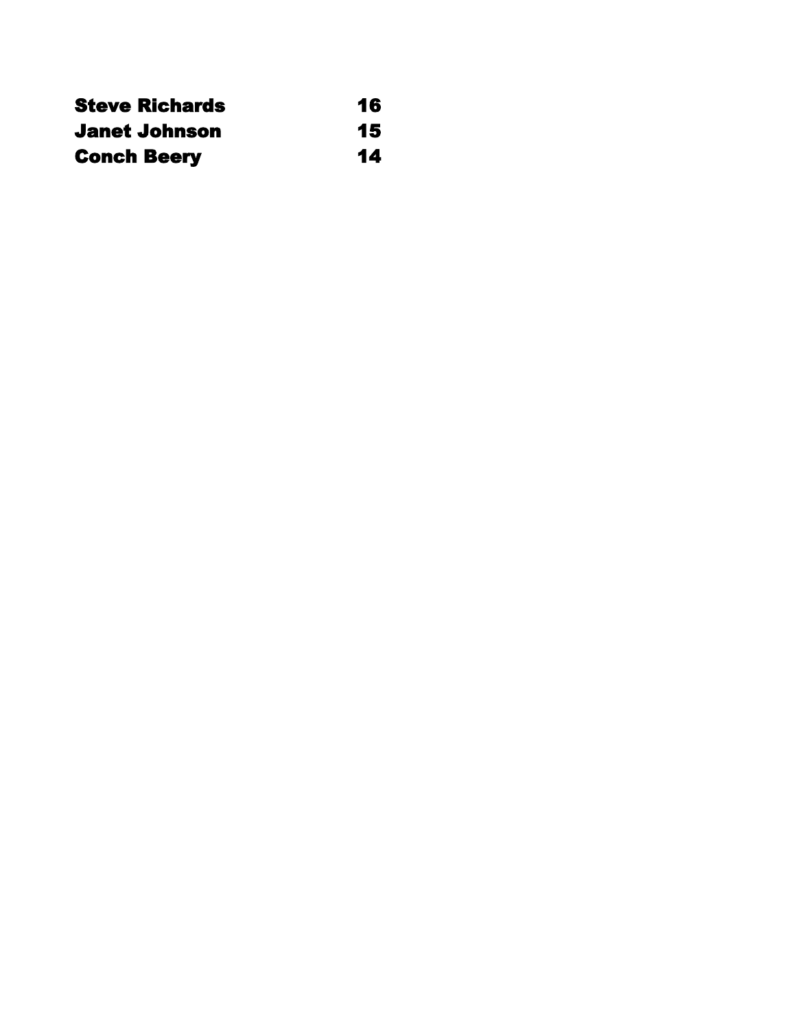| | |
|---|---|
| **Steve Richards** | **16** |
| **Janet Johnson** | **15** |
| **Conch Beery** | **14** |